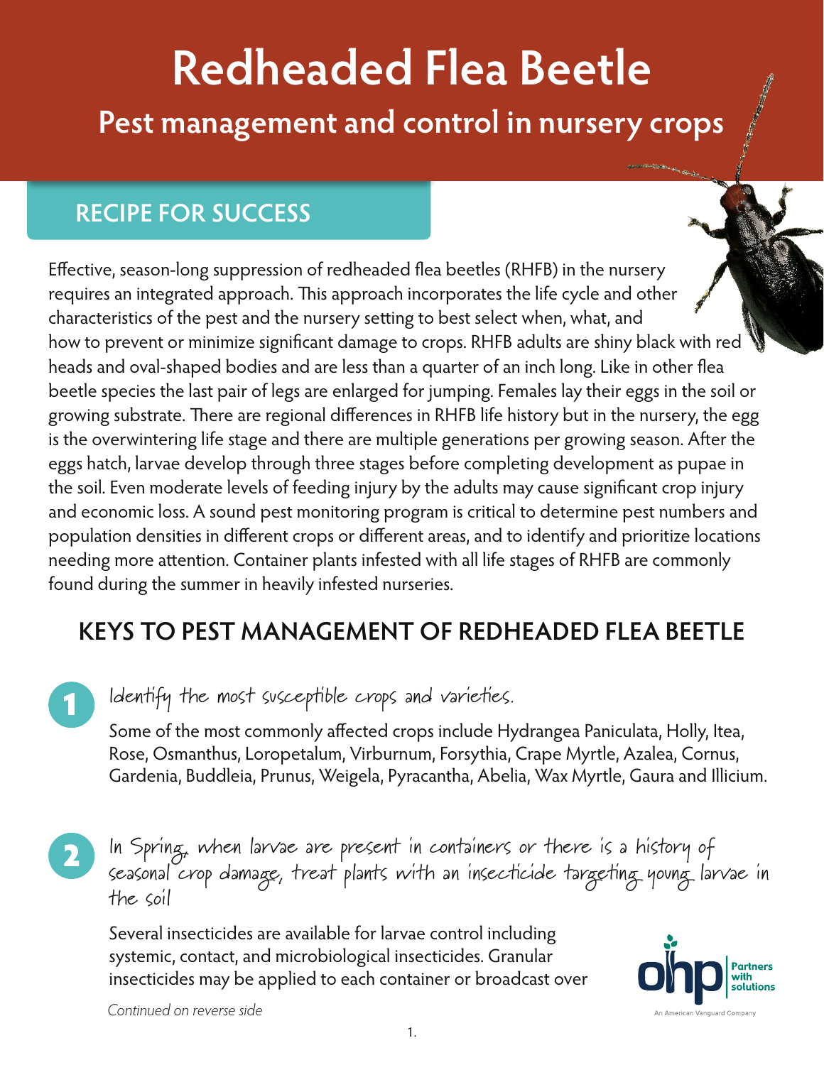# Redheaded Flea Beetle

## Pest management and control in nursery crops

## RECIPE FOR SUCCESS

Effective, season-long suppression of redheaded flea beetles (RHFB) in the nursery requires an integrated approach. This approach incorporates the life cycle and other characteristics of the pest and the nursery setting to best select when, what, and how to prevent or minimize significant damage to crops. RHFB adults are shiny black with red heads and oval-shaped bodies and are less than a quarter of an inch long. Like in other flea beetle species the last pair of legs are enlarged for jumping. Females lay their eggs in the soil or growing substrate. There are regional differences in RHFB life history but in the nursery, the egg is the overwintering life stage and there are multiple generations per growing season. After the eggs hatch, larvae develop through three stages before completing development as pupae in the soil. Even moderate levels of feeding injury by the adults may cause significant crop injury and economic loss. A sound pest monitoring program is critical to determine pest numbers and population densities in different crops or different areas, and to identify and prioritize locations needing more attention. Container plants infested with all life stages of RHFB are commonly found during the summer in heavily infested nurseries.

## KEYS TO PEST MANAGEMENT OF REDHEADED FLEA BEETLE

**1** *Identify the most susceptible crops and varieties.*

Some of the most commonly affected crops include Hydrangea Paniculata, Holly, Itea, Rose, Osmanthus, Loropetalum, Virburnum, Forsythia, Crape Myrtle, Azalea, Cornus, Gardenia, Buddleia, Prunus, Weigela, Pyracantha, Abelia, Wax Myrtle, Gaura and Illicium.

**2** *In Spring, when larvae are present in containers or there is a history of seasonal crop damage, treat plants with an insecticide targeting young larvae in the soil*

Several insecticides are available for larvae control including systemic, contact, and microbiological insecticides. Granular insecticides may be applied to each container or broadcast over

*Continued on reverse side*

ohp Partners with solutions
An American Vanguard Company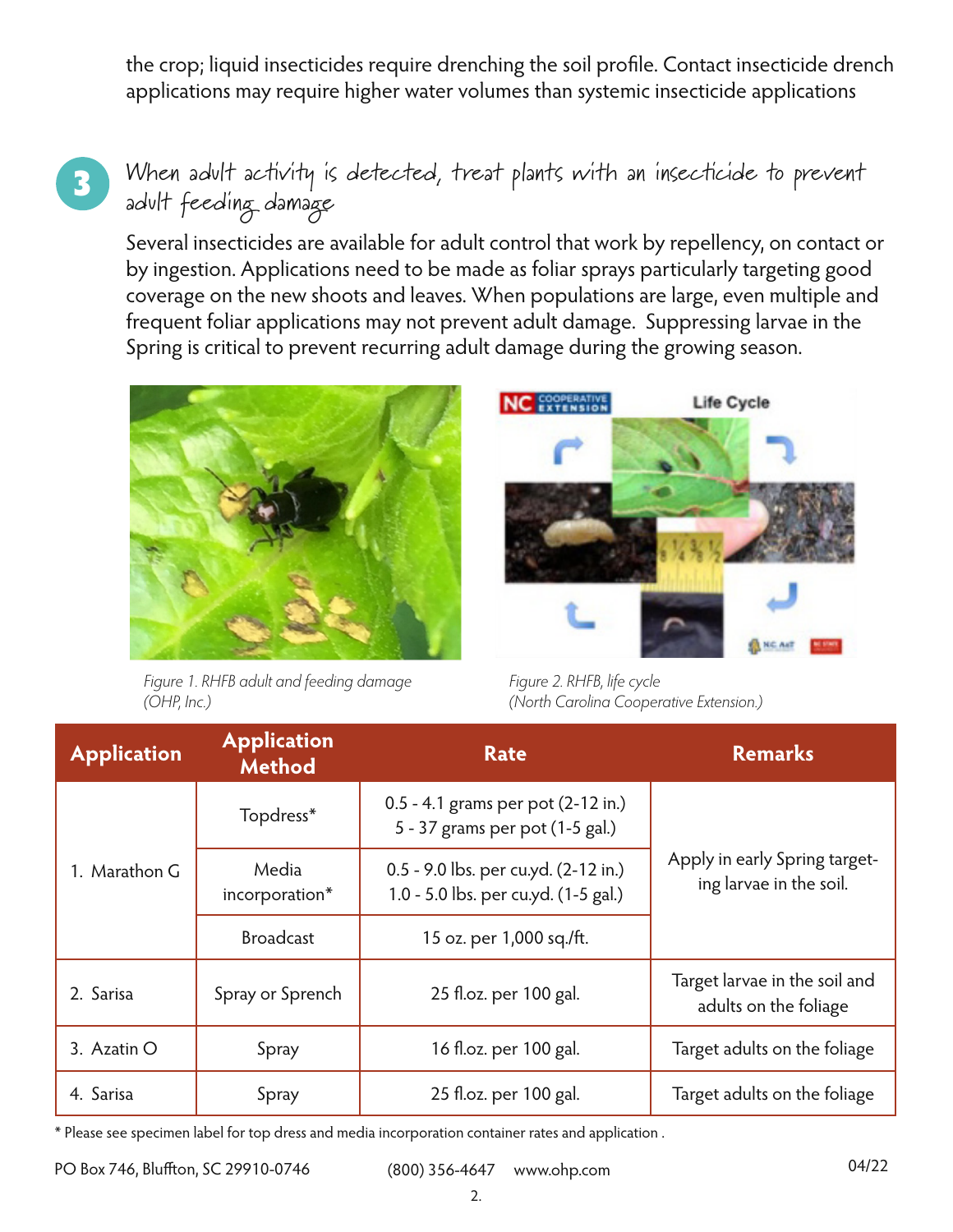the crop; liquid insecticides require drenching the soil profile. Contact insecticide drench applications may require higher water volumes than systemic insecticide applications

## 3 When adult activity is detected, treat plants with an insecticide to prevent adult feeding damage

Several insecticides are available for adult control that work by repellency, on contact or by ingestion. Applications need to be made as foliar sprays particularly targeting good coverage on the new shoots and leaves. When populations are large, even multiple and frequent foliar applications may not prevent adult damage. Suppressing larvae in the Spring is critical to prevent recurring adult damage during the growing season.

*Figure 1. RHFB adult and feeding damage (OHP, Inc.)*

*Figure 2. RHFB, life cycle (North Carolina Cooperative Extension.)*

| Application | Application Method | Rate | Remarks |
|---|---|---|---|
| 1. Marathon G | Topdress* | 0.5 - 4.1 grams per pot (2-12 in.)<br>5 - 37 grams per pot (1-5 gal.) | Apply in early Spring targeting larvae in the soil. |
| | Media incorporation* | 0.5 - 9.0 lbs. per cu.yd. (2-12 in.)<br>1.0 - 5.0 lbs. per cu.yd. (1-5 gal.) | |
| | Broadcast | 15 oz. per 1,000 sq./ft. | |
| 2. Sarisa | Spray or Sprench | 25 fl.oz. per 100 gal. | Target larvae in the soil and adults on the foliage |
| 3. Azatin O | Spray | 16 fl.oz. per 100 gal. | Target adults on the foliage |
| 4. Sarisa | Spray | 25 fl.oz. per 100 gal. | Target adults on the foliage |

* Please see specimen label for top dress and media incorporation container rates and application .

PO Box 746, Bluffton, SC 29910-0746 (800) 356-4647 www.ohp.com 04/22